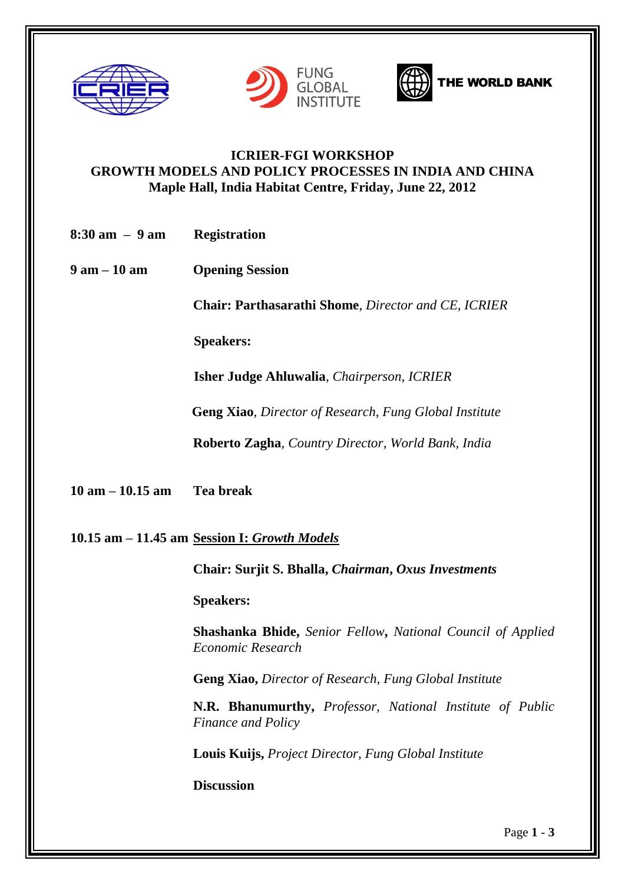**ICRIER-FGI WORKSHOP**
**GROWTH MODELS AND POLICY PROCESSES IN INDIA AND CHINA**
**Maple Hall, India Habitat Centre, Friday, June 22, 2012**

**8:30 am – 9 am** **Registration**

**9 am – 10 am** **Opening Session**

**Chair: Parthasarathi Shome**, *Director and CE, ICRIER*

**Speakers:**

**Isher Judge Ahluwalia**, *Chairperson, ICRIER*

**Geng Xiao**, *Director of Research, Fung Global Institute*

**Roberto Zagha**, *Country Director, World Bank, India*

**10 am – 10.15 am** **Tea break**

**10.15 am – 11.45 am** **Session I: *Growth Models***

**Chair: Surjit S. Bhalla, *Chairman, Oxus Investments***

**Speakers:**

**Shashanka Bhide,** *Senior Fellow***,** *National Council of Applied Economic Research*

**Geng Xiao,** *Director of Research, Fung Global Institute*

**N.R. Bhanumurthy,** *Professor, National Institute of Public Finance and Policy*

**Louis Kuijs,** *Project Director, Fung Global Institute*

**Discussion**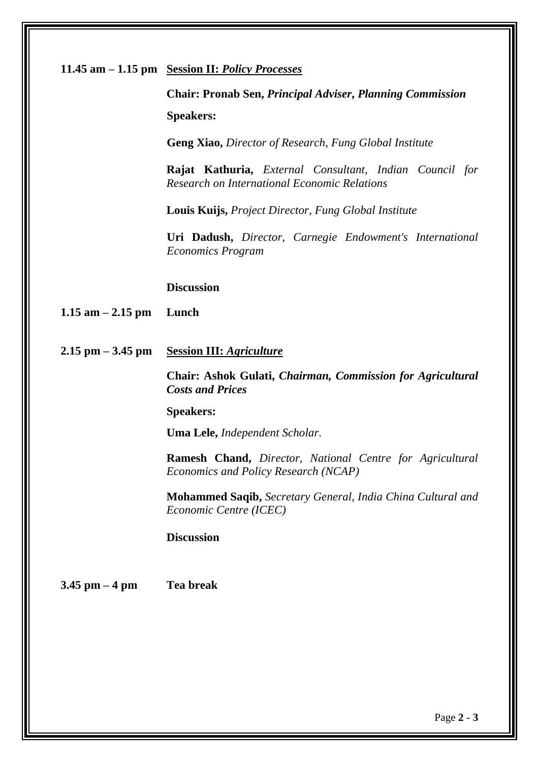**11.45 am – 1.15 pm** **Session II: *Policy Processes***

**Chair: Pronab Sen, *Principal Adviser, Planning Commission***

**Speakers:**

**Geng Xiao,** *Director of Research, Fung Global Institute*

**Rajat Kathuria,** *External Consultant, Indian Council for Research on International Economic Relations*

**Louis Kuijs,** *Project Director, Fung Global Institute*

**Uri Dadush,** *Director, Carnegie Endowment's International Economics Program*

**Discussion**

**1.15 am – 2.15 pm** **Lunch**

**2.15 pm – 3.45 pm** **Session III: *Agriculture***

**Chair: Ashok Gulati, *Chairman, Commission for Agricultural Costs and Prices***

**Speakers:**

**Uma Lele,** *Independent Scholar*.

**Ramesh Chand,** *Director, National Centre for Agricultural Economics and Policy Research (NCAP)*

**Mohammed Saqib,** *Secretary General, India China Cultural and Economic Centre (ICEC)*

**Discussion**

**3.45 pm – 4 pm** **Tea break**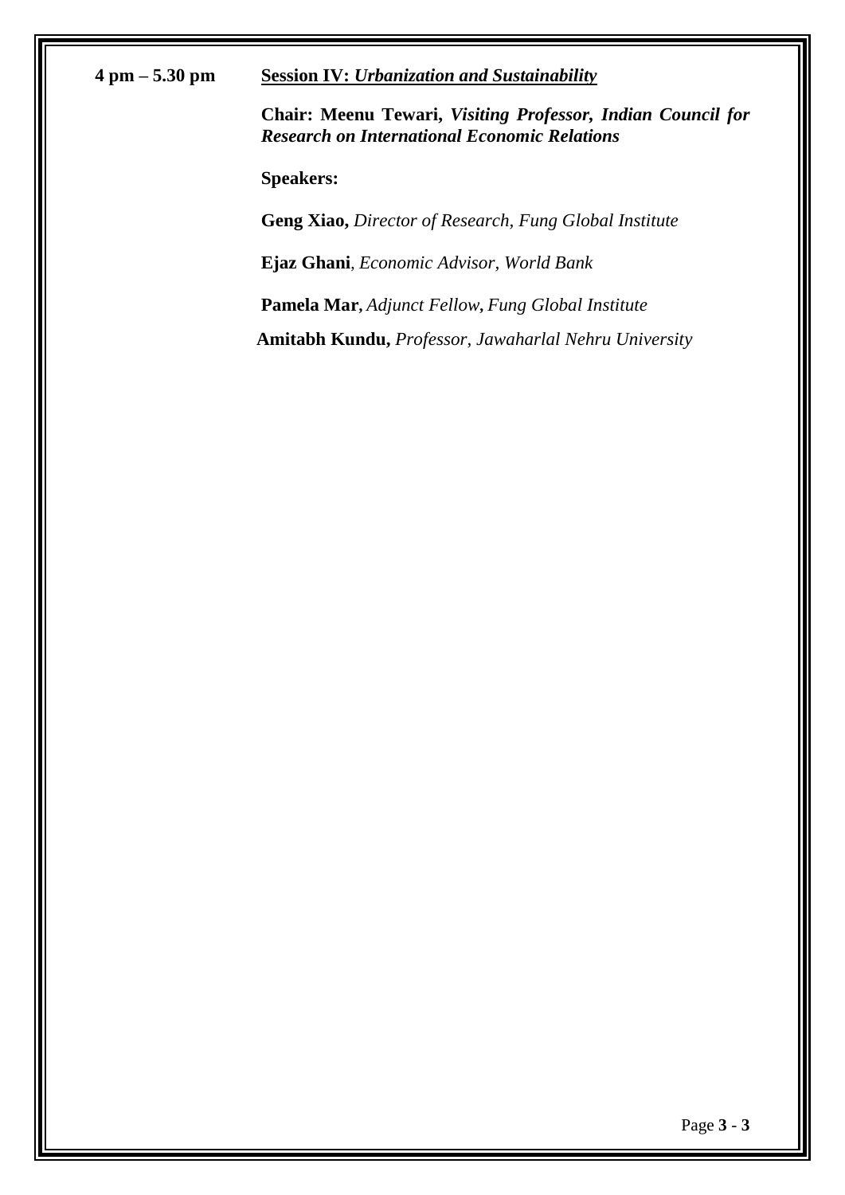**4 pm – 5.30 pm** **Session IV: *Urbanization and Sustainability***

**Chair: Meenu Tewari, *Visiting Professor, Indian Council for Research on International Economic Relations***

**Speakers:**

**Geng Xiao,** *Director of Research, Fung Global Institute*

**Ejaz Ghani**, *Economic Advisor, World Bank*

**Pamela Mar,** *Adjunct Fellow, Fung Global Institute*

**Amitabh Kundu,** *Professor, Jawaharlal Nehru University*